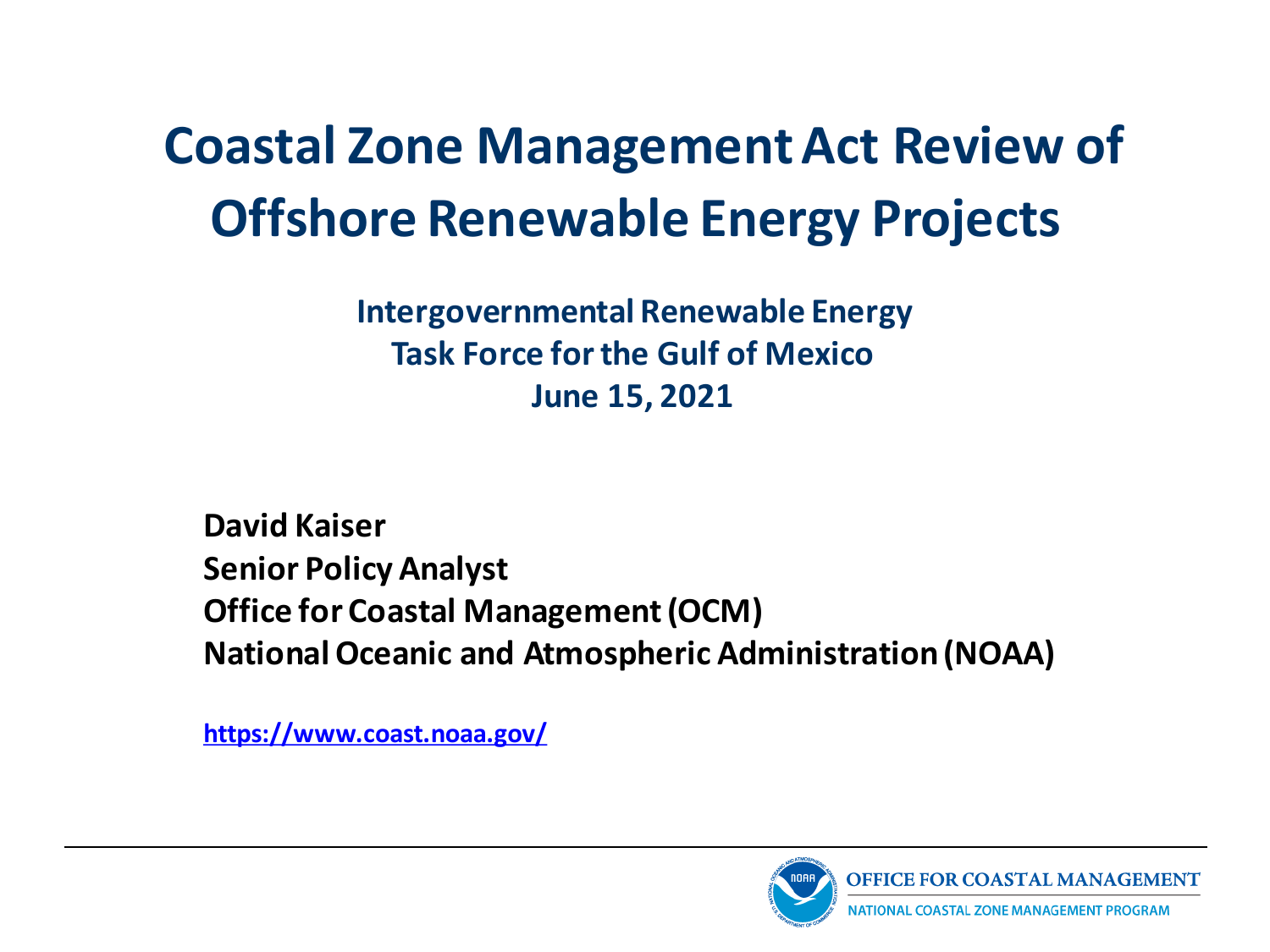# Coastal Zone Management Act Review of Offshore Renewable Energy Projects

**Intergovernmental Renewable Energy Task Force for the Gulf of Mexico**
**June 15, 2021**

**David Kaiser**
**Senior Policy Analyst**
**Office for Coastal Management (OCM)**
**National Oceanic and Atmospheric Administration (NOAA)**

https://www.coast.noaa.gov/

OFFICE FOR COASTAL MANAGEMENT
NATIONAL COASTAL ZONE MANAGEMENT PROGRAM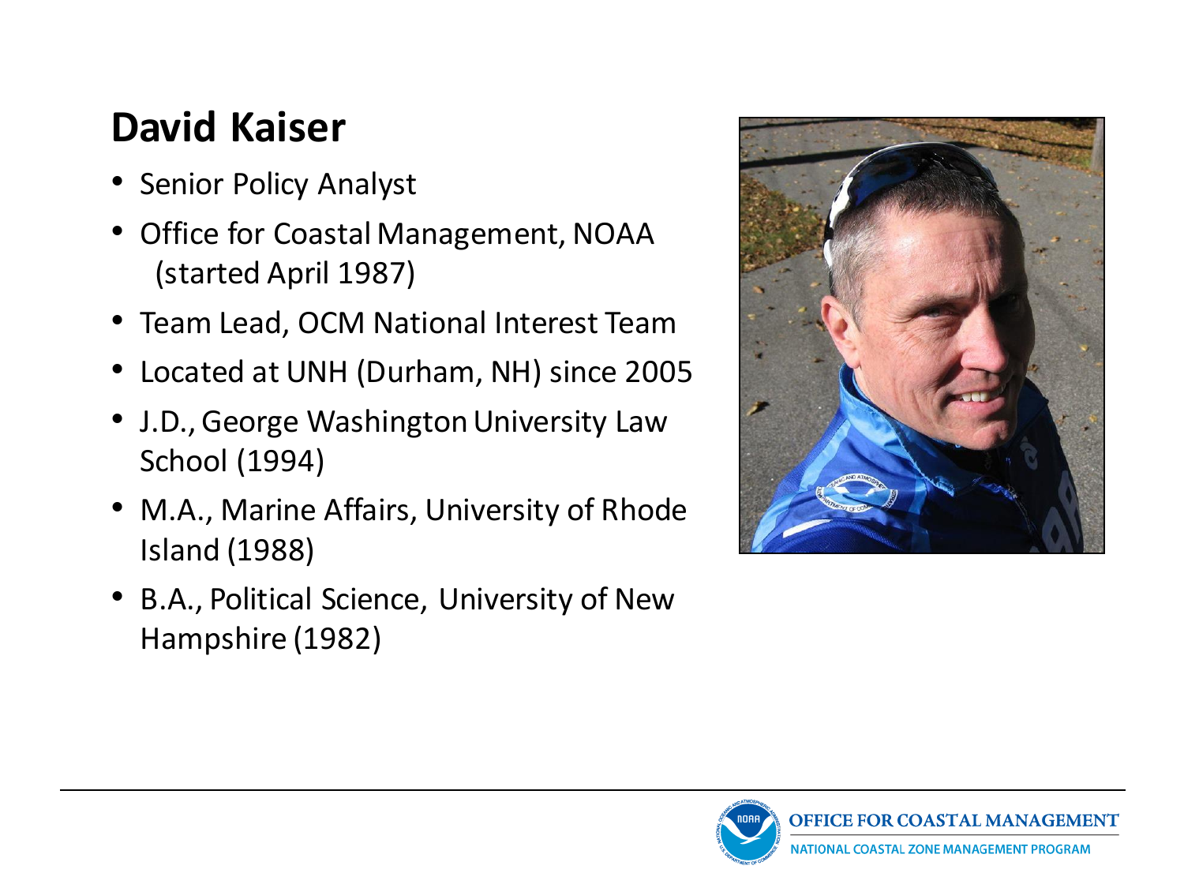## David Kaiser

- Senior Policy Analyst
- Office for Coastal Management, NOAA (started April 1987)
- Team Lead, OCM National Interest Team
- Located at UNH (Durham, NH) since 2005
- J.D., George Washington University Law School (1994)
- M.A., Marine Affairs, University of Rhode Island (1988)
- B.A., Political Science, University of New Hampshire (1982)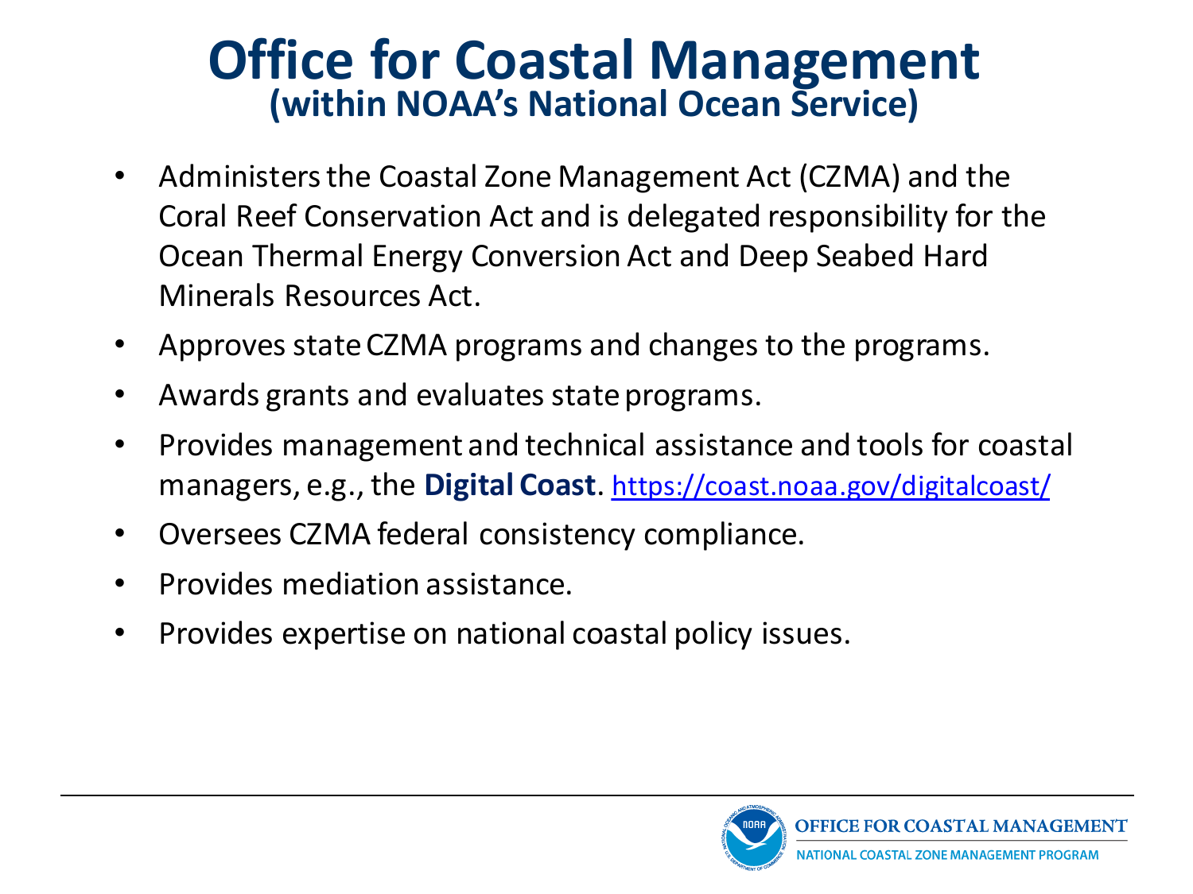# Office for Coastal Management
## (within NOAA's National Ocean Service)

- Administers the Coastal Zone Management Act (CZMA) and the Coral Reef Conservation Act and is delegated responsibility for the Ocean Thermal Energy Conversion Act and Deep Seabed Hard Minerals Resources Act.
- Approves state CZMA programs and changes to the programs.
- Awards grants and evaluates state programs.
- Provides management and technical assistance and tools for coastal managers, e.g., the **Digital Coast**. https://coast.noaa.gov/digitalcoast/
- Oversees CZMA federal consistency compliance.
- Provides mediation assistance.
- Provides expertise on national coastal policy issues.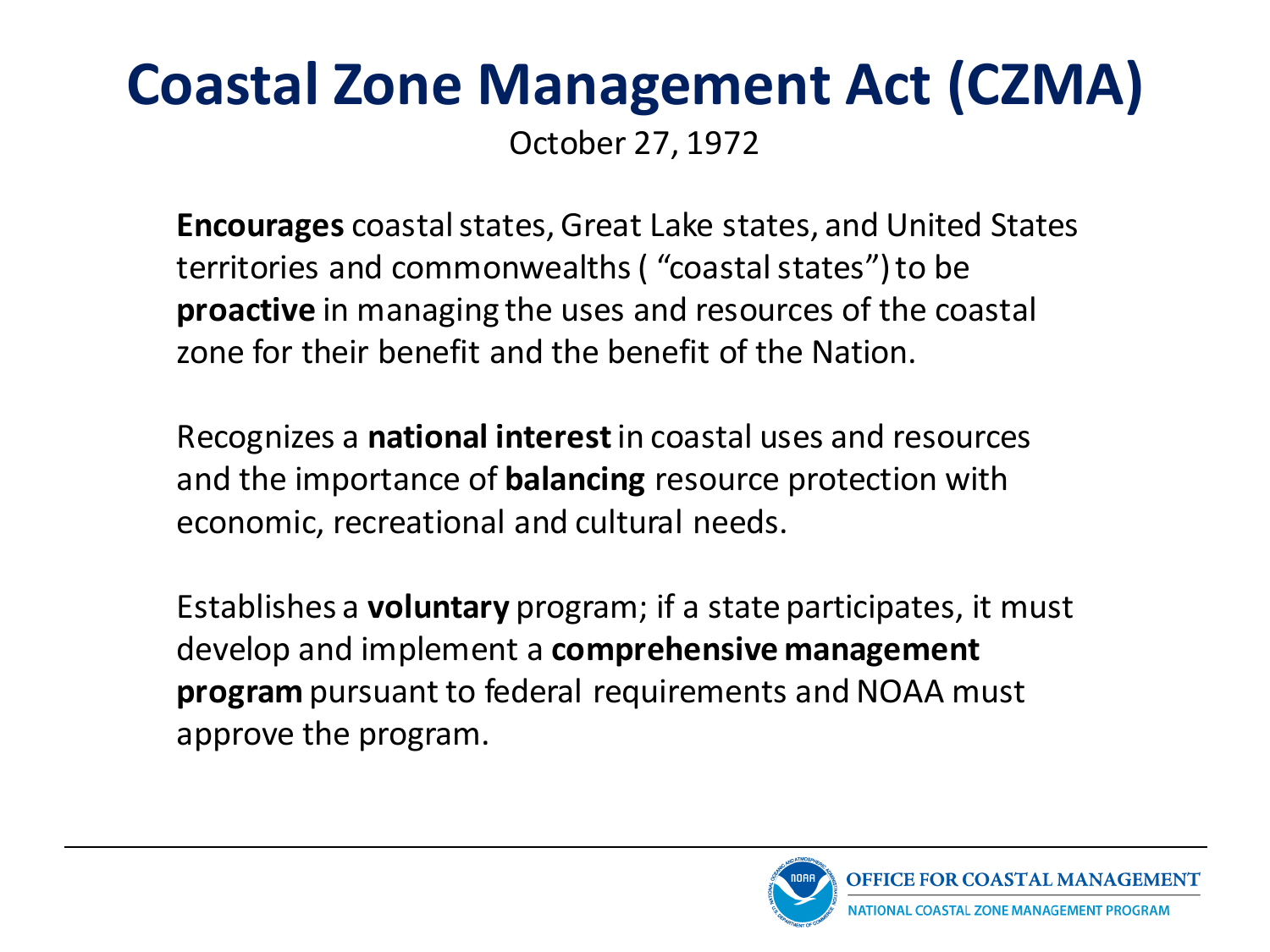# Coastal Zone Management Act (CZMA)

October 27, 1972

**Encourages** coastal states, Great Lake states, and United States territories and commonwealths ( “coastal states”) to be **proactive** in managing the uses and resources of the coastal zone for their benefit and the benefit of the Nation.

Recognizes a **national interest** in coastal uses and resources and the importance of **balancing** resource protection with economic, recreational and cultural needs.

Establishes a **voluntary** program; if a state participates, it must develop and implement a **comprehensive management program** pursuant to federal requirements and NOAA must approve the program.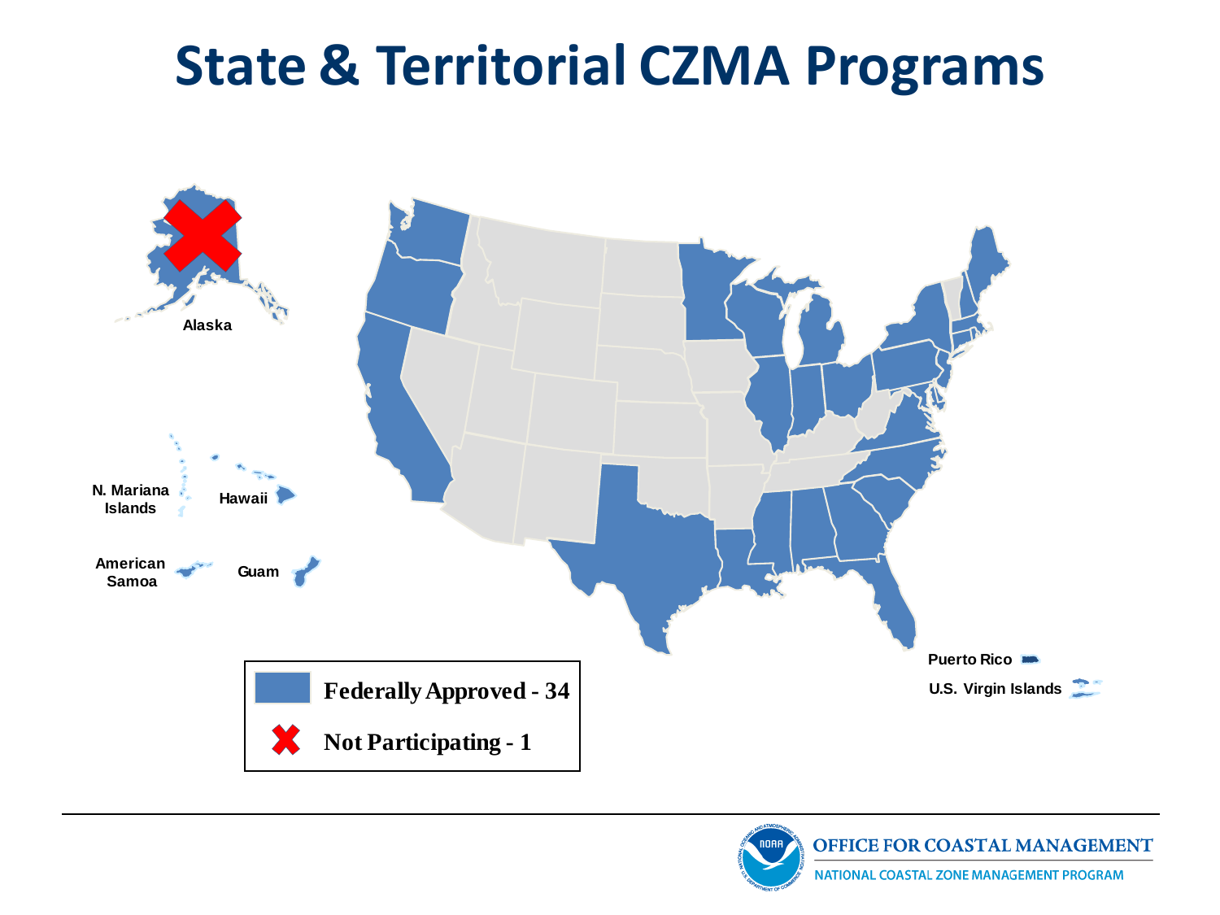# State & Territorial CZMA Programs

Alaska

N. Mariana Islands

Hawaii

American Samoa

Guam

Puerto Rico

U.S. Virgin Islands

**Federally Approved - 34**

**Not Participating - 1**

OFFICE FOR COASTAL MANAGEMENT

NATIONAL COASTAL ZONE MANAGEMENT PROGRAM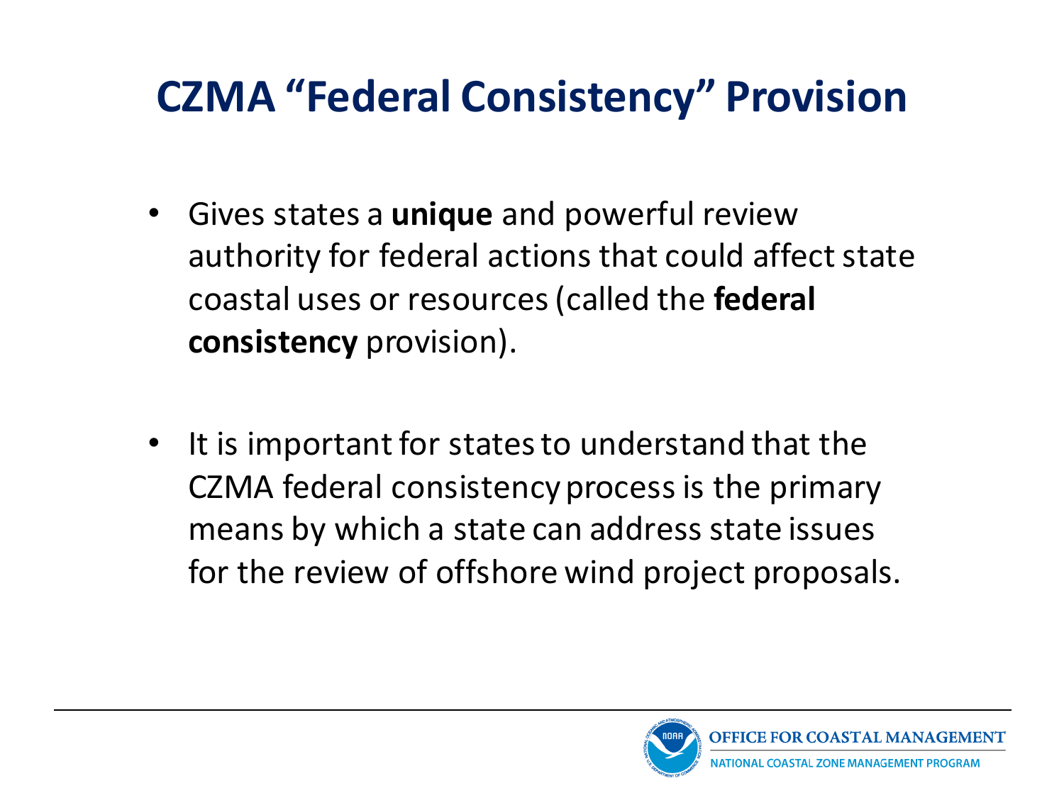# CZMA "Federal Consistency" Provision

- Gives states a **unique** and powerful review authority for federal actions that could affect state coastal uses or resources (called the **federal consistency** provision).

- It is important for states to understand that the CZMA federal consistency process is the primary means by which a state can address state issues for the review of offshore wind project proposals.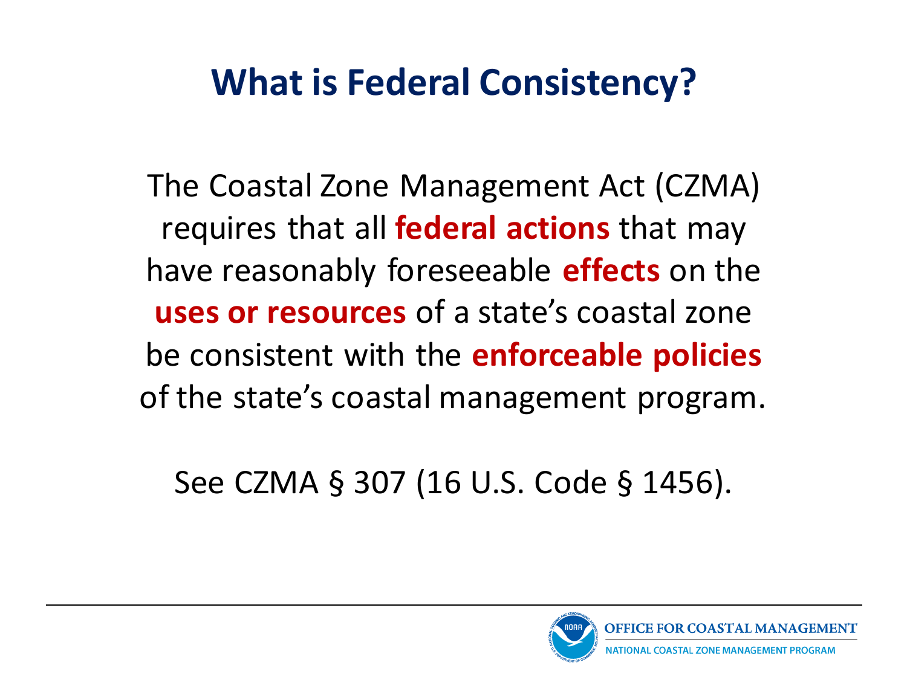# What is Federal Consistency?

The Coastal Zone Management Act (CZMA) requires that all **federal actions** that may have reasonably foreseeable **effects** on the **uses or resources** of a state's coastal zone be consistent with the **enforceable policies** of the state's coastal management program.

See CZMA § 307 (16 U.S. Code § 1456).

OFFICE FOR COASTAL MANAGEMENT
NATIONAL COASTAL ZONE MANAGEMENT PROGRAM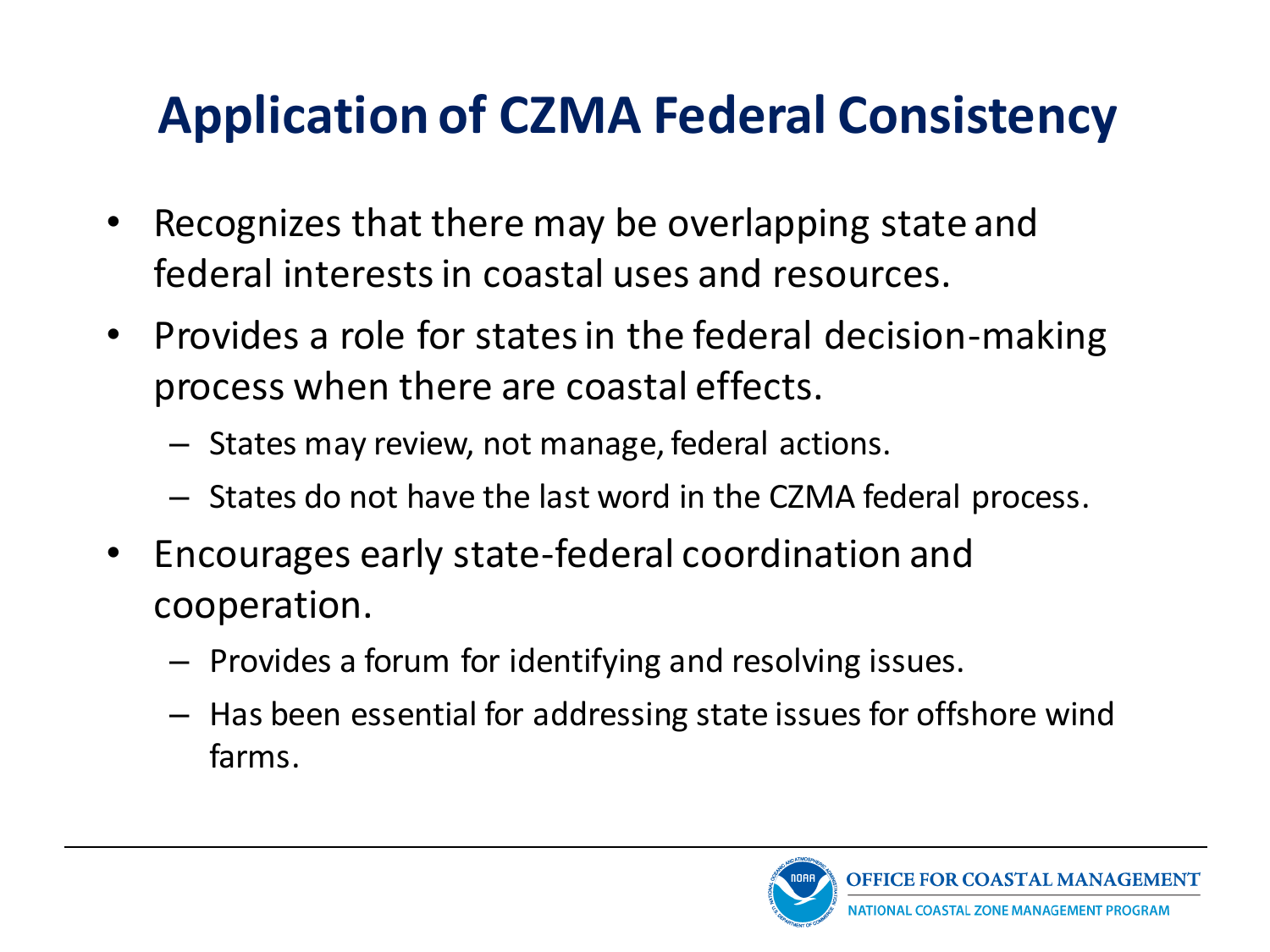# Application of CZMA Federal Consistency

- Recognizes that there may be overlapping state and federal interests in coastal uses and resources.
- Provides a role for states in the federal decision-making process when there are coastal effects.
  - States may review, not manage, federal actions.
  - States do not have the last word in the CZMA federal process.
- Encourages early state-federal coordination and cooperation.
  - Provides a forum for identifying and resolving issues.
  - Has been essential for addressing state issues for offshore wind farms.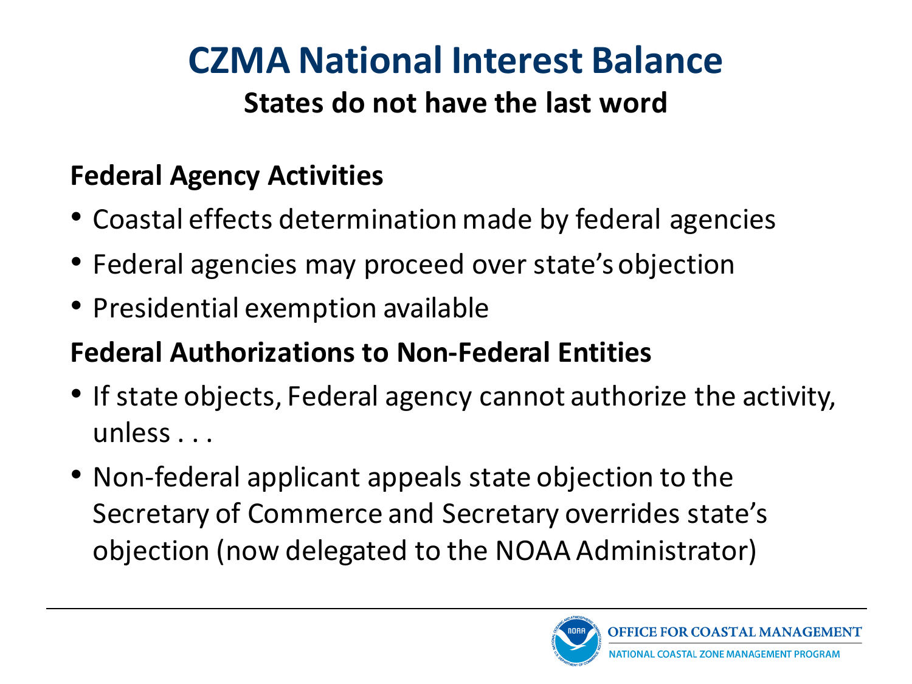# CZMA National Interest Balance

**States do not have the last word**

## Federal Agency Activities

- Coastal effects determination made by federal agencies
- Federal agencies may proceed over state's objection
- Presidential exemption available

## Federal Authorizations to Non-Federal Entities

- If state objects, Federal agency cannot authorize the activity, unless . . .
- Non-federal applicant appeals state objection to the Secretary of Commerce and Secretary overrides state's objection (now delegated to the NOAA Administrator)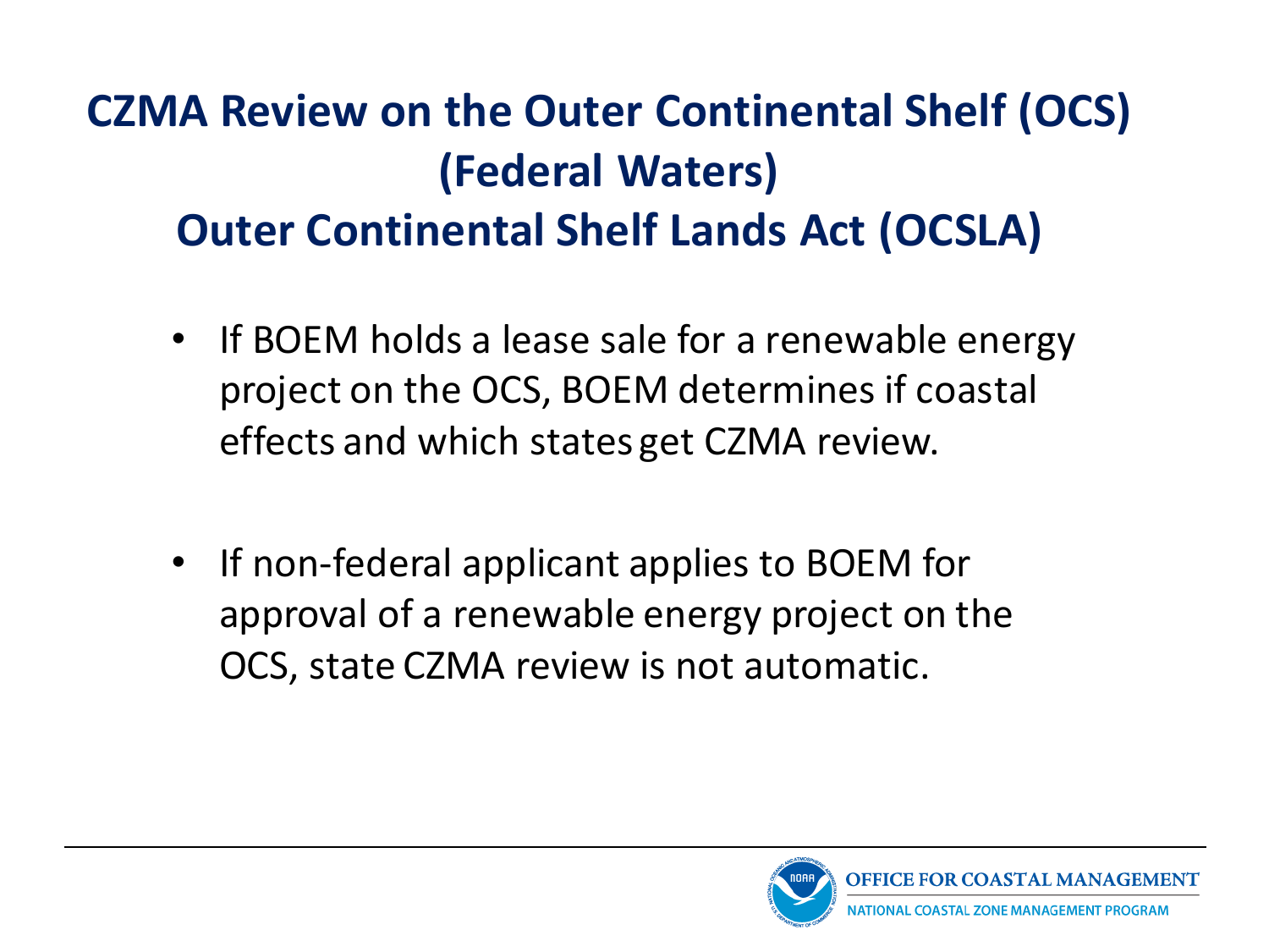# CZMA Review on the Outer Continental Shelf (OCS) (Federal Waters)
# Outer Continental Shelf Lands Act (OCSLA)

- If BOEM holds a lease sale for a renewable energy project on the OCS, BOEM determines if coastal effects and which states get CZMA review.

- If non-federal applicant applies to BOEM for approval of a renewable energy project on the OCS, state CZMA review is not automatic.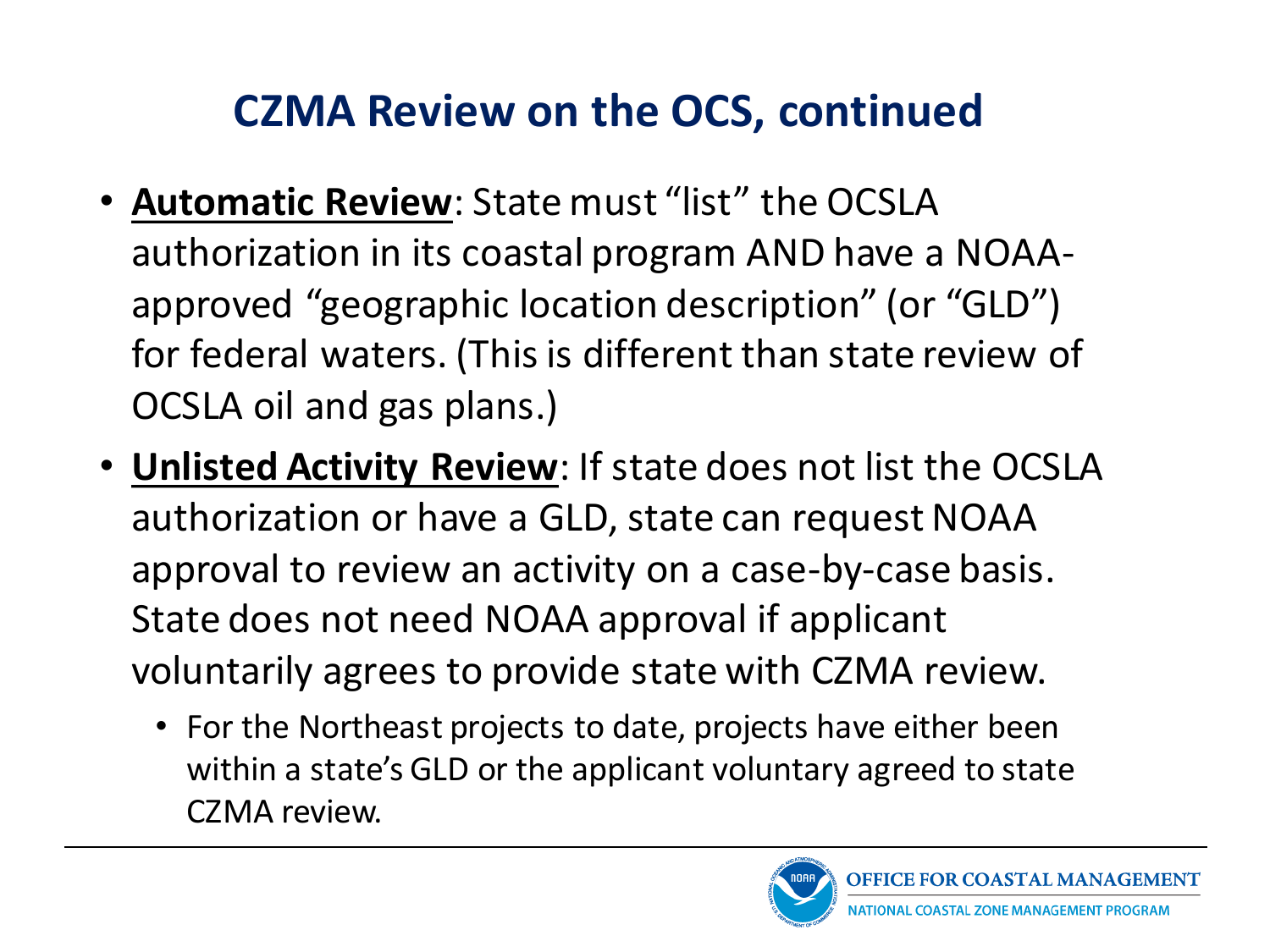# CZMA Review on the OCS, continued

- **Automatic Review**: State must "list" the OCSLA authorization in its coastal program AND have a NOAA-approved "geographic location description" (or "GLD") for federal waters. (This is different than state review of OCSLA oil and gas plans.)
- **Unlisted Activity Review**: If state does not list the OCSLA authorization or have a GLD, state can request NOAA approval to review an activity on a case-by-case basis. State does not need NOAA approval if applicant voluntarily agrees to provide state with CZMA review.
  - For the Northeast projects to date, projects have either been within a state's GLD or the applicant voluntary agreed to state CZMA review.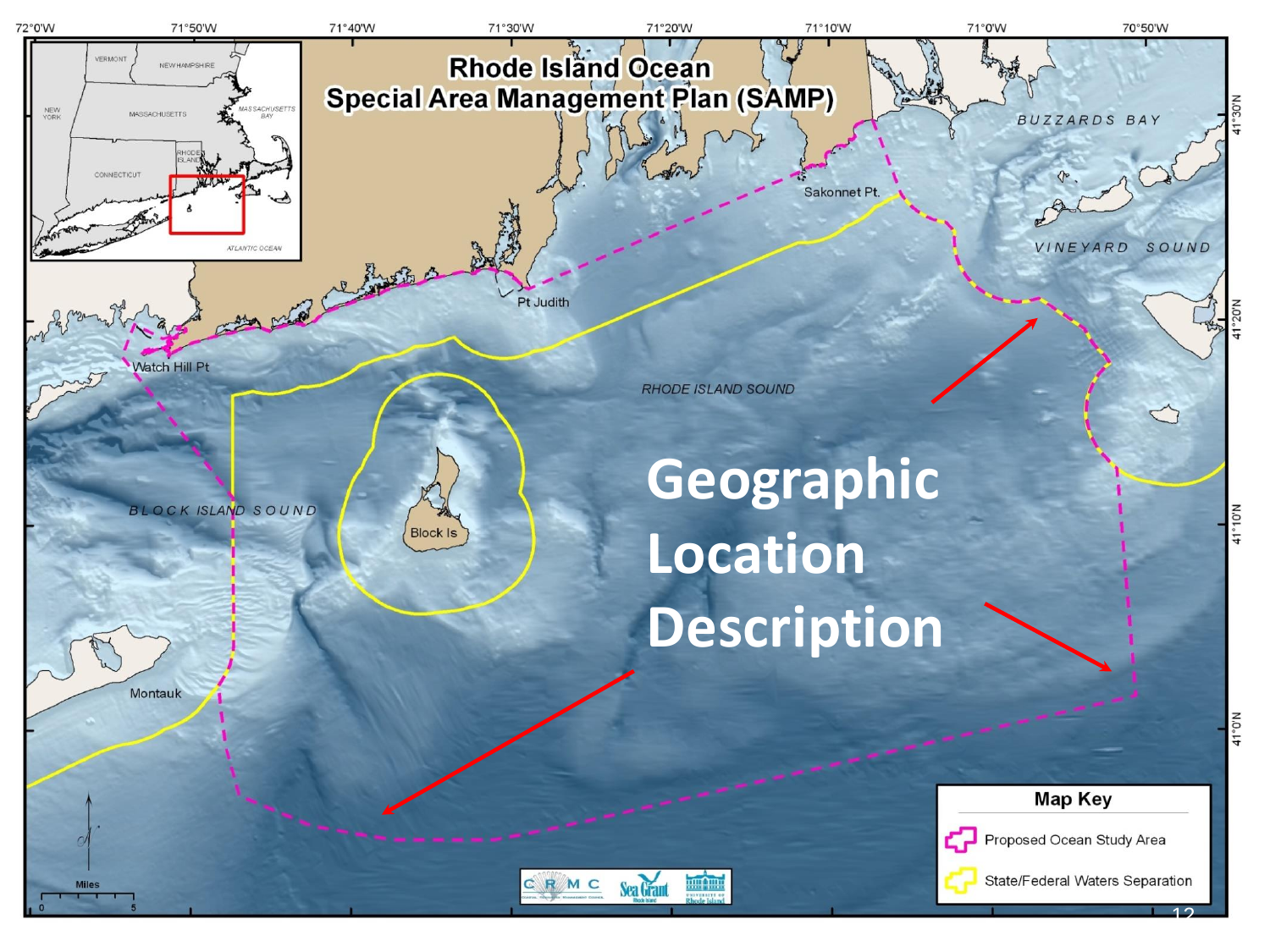# Rhode Island Ocean Special Area Management Plan (SAMP)

**Geographic Location Description**

Map Key

- Proposed Ocean Study Area
- State/Federal Waters Separation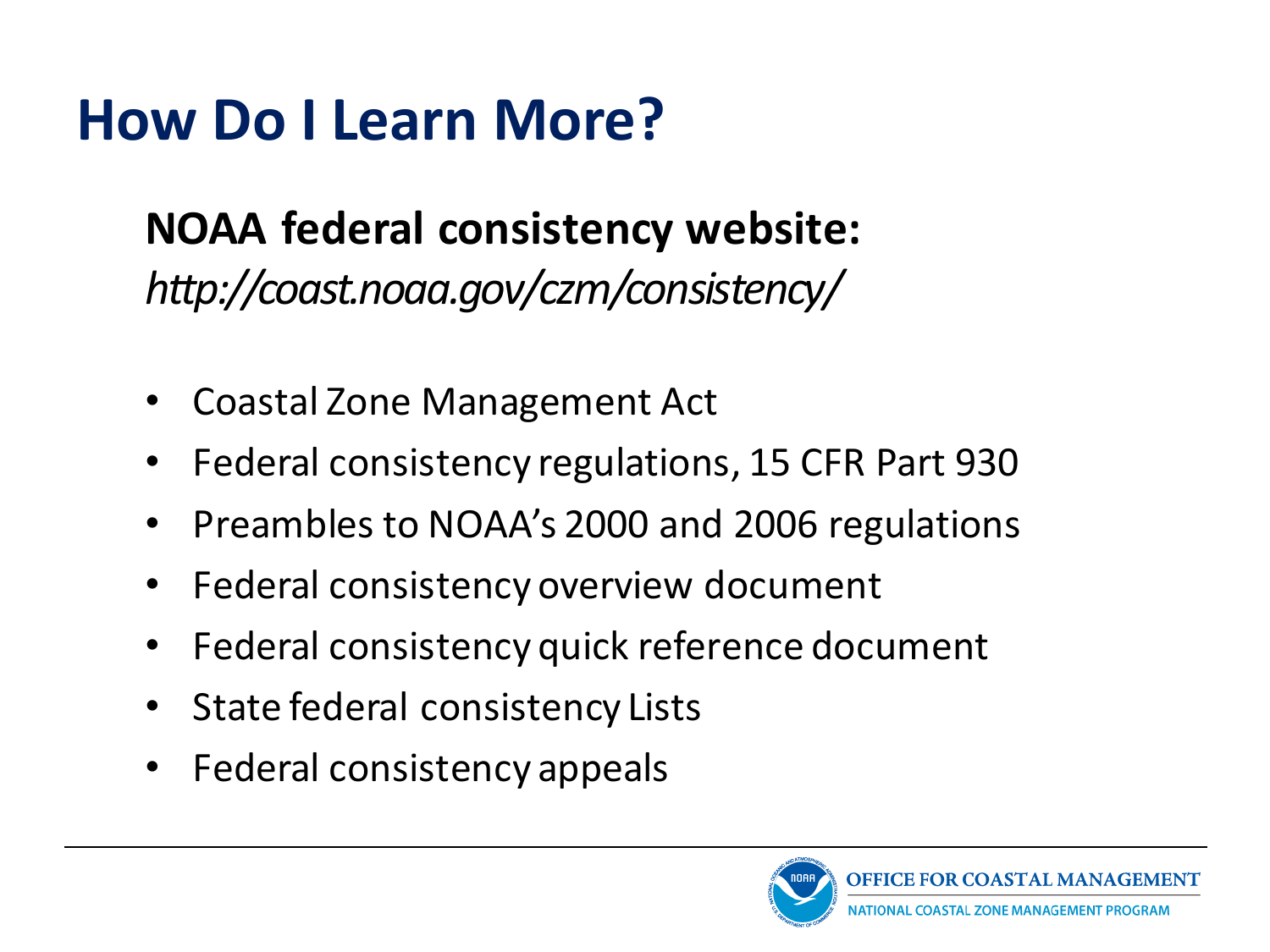# How Do I Learn More?

**NOAA federal consistency website:**

*http://coast.noaa.gov/czm/consistency/*

- Coastal Zone Management Act
- Federal consistency regulations, 15 CFR Part 930
- Preambles to NOAA's 2000 and 2006 regulations
- Federal consistency overview document
- Federal consistency quick reference document
- State federal consistency Lists
- Federal consistency appeals

OFFICE FOR COASTAL MANAGEMENT

NATIONAL COASTAL ZONE MANAGEMENT PROGRAM